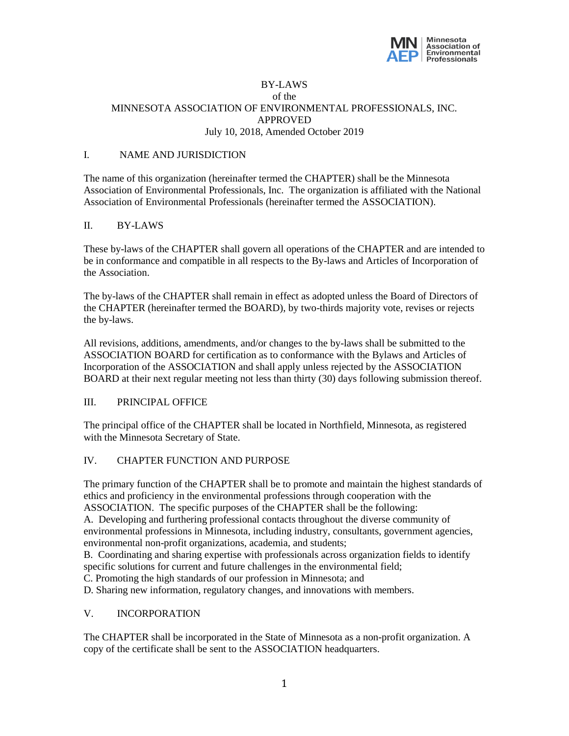# BY-LAWS
of the
MINNESOTA ASSOCIATION OF ENVIRONMENTAL PROFESSIONALS, INC.
APPROVED
July 10, 2018, Amended October 2019

## I. NAME AND JURISDICTION

The name of this organization (hereinafter termed the CHAPTER) shall be the Minnesota Association of Environmental Professionals, Inc. The organization is affiliated with the National Association of Environmental Professionals (hereinafter termed the ASSOCIATION).

## II. BY-LAWS

These by-laws of the CHAPTER shall govern all operations of the CHAPTER and are intended to be in conformance and compatible in all respects to the By-laws and Articles of Incorporation of the Association.

The by-laws of the CHAPTER shall remain in effect as adopted unless the Board of Directors of the CHAPTER (hereinafter termed the BOARD), by two-thirds majority vote, revises or rejects the by-laws.

All revisions, additions, amendments, and/or changes to the by-laws shall be submitted to the ASSOCIATION BOARD for certification as to conformance with the Bylaws and Articles of Incorporation of the ASSOCIATION and shall apply unless rejected by the ASSOCIATION BOARD at their next regular meeting not less than thirty (30) days following submission thereof.

## III. PRINCIPAL OFFICE

The principal office of the CHAPTER shall be located in Northfield, Minnesota, as registered with the Minnesota Secretary of State.

## IV. CHAPTER FUNCTION AND PURPOSE

The primary function of the CHAPTER shall be to promote and maintain the highest standards of ethics and proficiency in the environmental professions through cooperation with the ASSOCIATION. The specific purposes of the CHAPTER shall be the following:

A. Developing and furthering professional contacts throughout the diverse community of environmental professions in Minnesota, including industry, consultants, government agencies, environmental non-profit organizations, academia, and students;

B. Coordinating and sharing expertise with professionals across organization fields to identify specific solutions for current and future challenges in the environmental field;

C. Promoting the high standards of our profession in Minnesota; and

D. Sharing new information, regulatory changes, and innovations with members.

## V. INCORPORATION

The CHAPTER shall be incorporated in the State of Minnesota as a non-profit organization. A copy of the certificate shall be sent to the ASSOCIATION headquarters.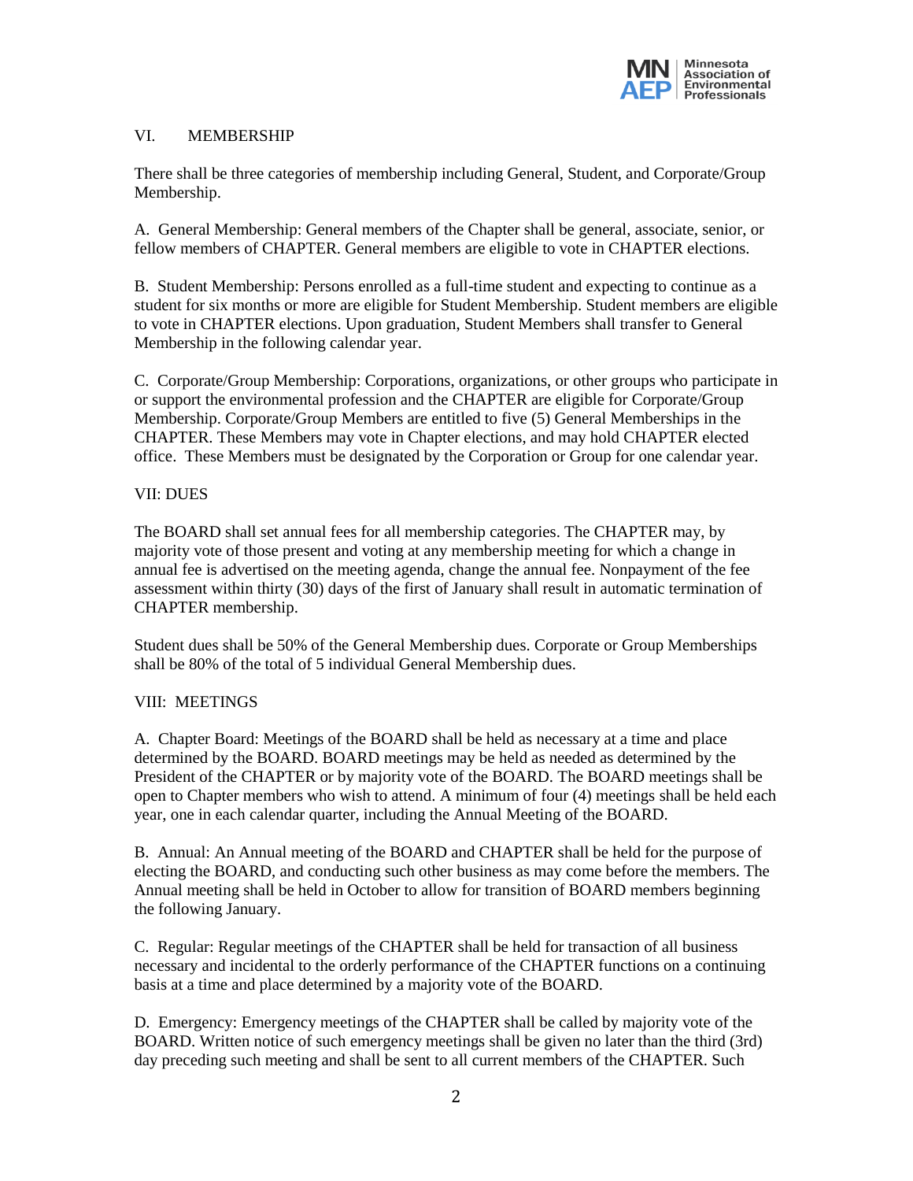## VI. MEMBERSHIP

There shall be three categories of membership including General, Student, and Corporate/Group Membership.

A. General Membership: General members of the Chapter shall be general, associate, senior, or fellow members of CHAPTER. General members are eligible to vote in CHAPTER elections.

B. Student Membership: Persons enrolled as a full-time student and expecting to continue as a student for six months or more are eligible for Student Membership. Student members are eligible to vote in CHAPTER elections. Upon graduation, Student Members shall transfer to General Membership in the following calendar year.

C. Corporate/Group Membership: Corporations, organizations, or other groups who participate in or support the environmental profession and the CHAPTER are eligible for Corporate/Group Membership. Corporate/Group Members are entitled to five (5) General Memberships in the CHAPTER. These Members may vote in Chapter elections, and may hold CHAPTER elected office. These Members must be designated by the Corporation or Group for one calendar year.

## VII: DUES

The BOARD shall set annual fees for all membership categories. The CHAPTER may, by majority vote of those present and voting at any membership meeting for which a change in annual fee is advertised on the meeting agenda, change the annual fee. Nonpayment of the fee assessment within thirty (30) days of the first of January shall result in automatic termination of CHAPTER membership.

Student dues shall be 50% of the General Membership dues. Corporate or Group Memberships shall be 80% of the total of 5 individual General Membership dues.

## VIII: MEETINGS

A. Chapter Board: Meetings of the BOARD shall be held as necessary at a time and place determined by the BOARD. BOARD meetings may be held as needed as determined by the President of the CHAPTER or by majority vote of the BOARD. The BOARD meetings shall be open to Chapter members who wish to attend. A minimum of four (4) meetings shall be held each year, one in each calendar quarter, including the Annual Meeting of the BOARD.

B. Annual: An Annual meeting of the BOARD and CHAPTER shall be held for the purpose of electing the BOARD, and conducting such other business as may come before the members. The Annual meeting shall be held in October to allow for transition of BOARD members beginning the following January.

C. Regular: Regular meetings of the CHAPTER shall be held for transaction of all business necessary and incidental to the orderly performance of the CHAPTER functions on a continuing basis at a time and place determined by a majority vote of the BOARD.

D. Emergency: Emergency meetings of the CHAPTER shall be called by majority vote of the BOARD. Written notice of such emergency meetings shall be given no later than the third (3rd) day preceding such meeting and shall be sent to all current members of the CHAPTER. Such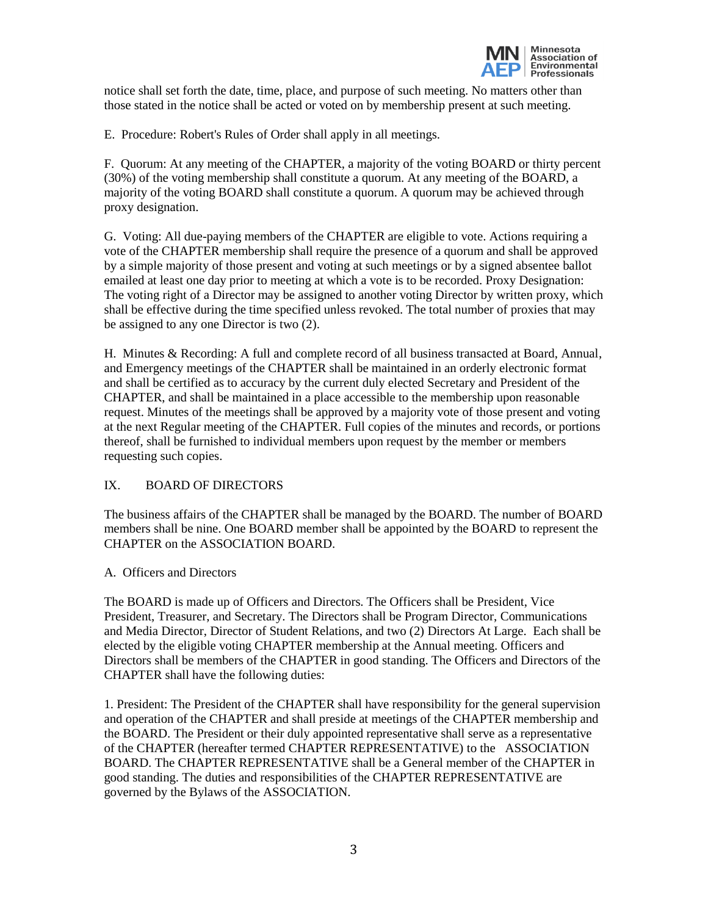notice shall set forth the date, time, place, and purpose of such meeting. No matters other than those stated in the notice shall be acted or voted on by membership present at such meeting.

E. Procedure: Robert's Rules of Order shall apply in all meetings.

F. Quorum: At any meeting of the CHAPTER, a majority of the voting BOARD or thirty percent (30%) of the voting membership shall constitute a quorum. At any meeting of the BOARD, a majority of the voting BOARD shall constitute a quorum. A quorum may be achieved through proxy designation.

G. Voting: All due-paying members of the CHAPTER are eligible to vote. Actions requiring a vote of the CHAPTER membership shall require the presence of a quorum and shall be approved by a simple majority of those present and voting at such meetings or by a signed absentee ballot emailed at least one day prior to meeting at which a vote is to be recorded. Proxy Designation: The voting right of a Director may be assigned to another voting Director by written proxy, which shall be effective during the time specified unless revoked. The total number of proxies that may be assigned to any one Director is two (2).

H. Minutes & Recording: A full and complete record of all business transacted at Board, Annual, and Emergency meetings of the CHAPTER shall be maintained in an orderly electronic format and shall be certified as to accuracy by the current duly elected Secretary and President of the CHAPTER, and shall be maintained in a place accessible to the membership upon reasonable request. Minutes of the meetings shall be approved by a majority vote of those present and voting at the next Regular meeting of the CHAPTER. Full copies of the minutes and records, or portions thereof, shall be furnished to individual members upon request by the member or members requesting such copies.

## IX. BOARD OF DIRECTORS

The business affairs of the CHAPTER shall be managed by the BOARD. The number of BOARD members shall be nine. One BOARD member shall be appointed by the BOARD to represent the CHAPTER on the ASSOCIATION BOARD.

A. Officers and Directors

The BOARD is made up of Officers and Directors. The Officers shall be President, Vice President, Treasurer, and Secretary. The Directors shall be Program Director, Communications and Media Director, Director of Student Relations, and two (2) Directors At Large. Each shall be elected by the eligible voting CHAPTER membership at the Annual meeting. Officers and Directors shall be members of the CHAPTER in good standing. The Officers and Directors of the CHAPTER shall have the following duties:

1. President: The President of the CHAPTER shall have responsibility for the general supervision and operation of the CHAPTER and shall preside at meetings of the CHAPTER membership and the BOARD. The President or their duly appointed representative shall serve as a representative of the CHAPTER (hereafter termed CHAPTER REPRESENTATIVE) to the ASSOCIATION BOARD. The CHAPTER REPRESENTATIVE shall be a General member of the CHAPTER in good standing. The duties and responsibilities of the CHAPTER REPRESENTATIVE are governed by the Bylaws of the ASSOCIATION.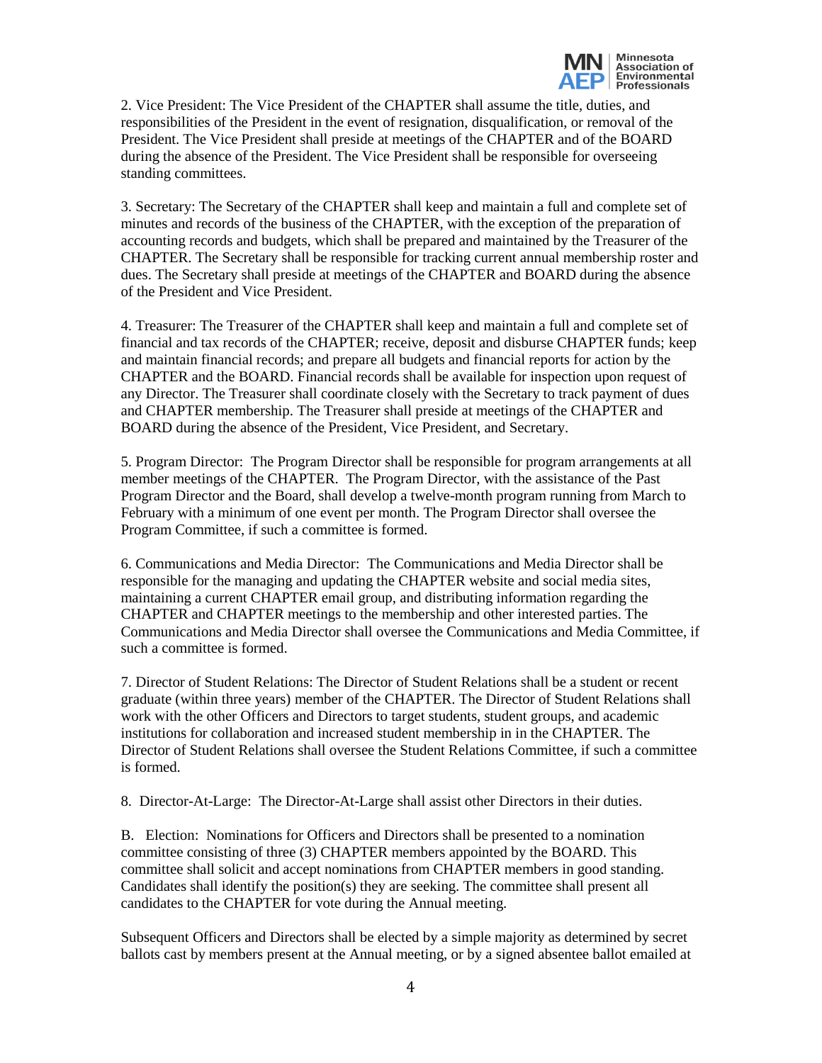2. Vice President: The Vice President of the CHAPTER shall assume the title, duties, and responsibilities of the President in the event of resignation, disqualification, or removal of the President. The Vice President shall preside at meetings of the CHAPTER and of the BOARD during the absence of the President. The Vice President shall be responsible for overseeing standing committees.

3. Secretary: The Secretary of the CHAPTER shall keep and maintain a full and complete set of minutes and records of the business of the CHAPTER, with the exception of the preparation of accounting records and budgets, which shall be prepared and maintained by the Treasurer of the CHAPTER. The Secretary shall be responsible for tracking current annual membership roster and dues. The Secretary shall preside at meetings of the CHAPTER and BOARD during the absence of the President and Vice President.

4. Treasurer: The Treasurer of the CHAPTER shall keep and maintain a full and complete set of financial and tax records of the CHAPTER; receive, deposit and disburse CHAPTER funds; keep and maintain financial records; and prepare all budgets and financial reports for action by the CHAPTER and the BOARD. Financial records shall be available for inspection upon request of any Director. The Treasurer shall coordinate closely with the Secretary to track payment of dues and CHAPTER membership. The Treasurer shall preside at meetings of the CHAPTER and BOARD during the absence of the President, Vice President, and Secretary.

5. Program Director: The Program Director shall be responsible for program arrangements at all member meetings of the CHAPTER. The Program Director, with the assistance of the Past Program Director and the Board, shall develop a twelve-month program running from March to February with a minimum of one event per month. The Program Director shall oversee the Program Committee, if such a committee is formed.

6. Communications and Media Director: The Communications and Media Director shall be responsible for the managing and updating the CHAPTER website and social media sites, maintaining a current CHAPTER email group, and distributing information regarding the CHAPTER and CHAPTER meetings to the membership and other interested parties. The Communications and Media Director shall oversee the Communications and Media Committee, if such a committee is formed.

7. Director of Student Relations: The Director of Student Relations shall be a student or recent graduate (within three years) member of the CHAPTER. The Director of Student Relations shall work with the other Officers and Directors to target students, student groups, and academic institutions for collaboration and increased student membership in in the CHAPTER. The Director of Student Relations shall oversee the Student Relations Committee, if such a committee is formed.

8. Director-At-Large: The Director-At-Large shall assist other Directors in their duties.

B. Election: Nominations for Officers and Directors shall be presented to a nomination committee consisting of three (3) CHAPTER members appointed by the BOARD. This committee shall solicit and accept nominations from CHAPTER members in good standing. Candidates shall identify the position(s) they are seeking. The committee shall present all candidates to the CHAPTER for vote during the Annual meeting.

Subsequent Officers and Directors shall be elected by a simple majority as determined by secret ballots cast by members present at the Annual meeting, or by a signed absentee ballot emailed at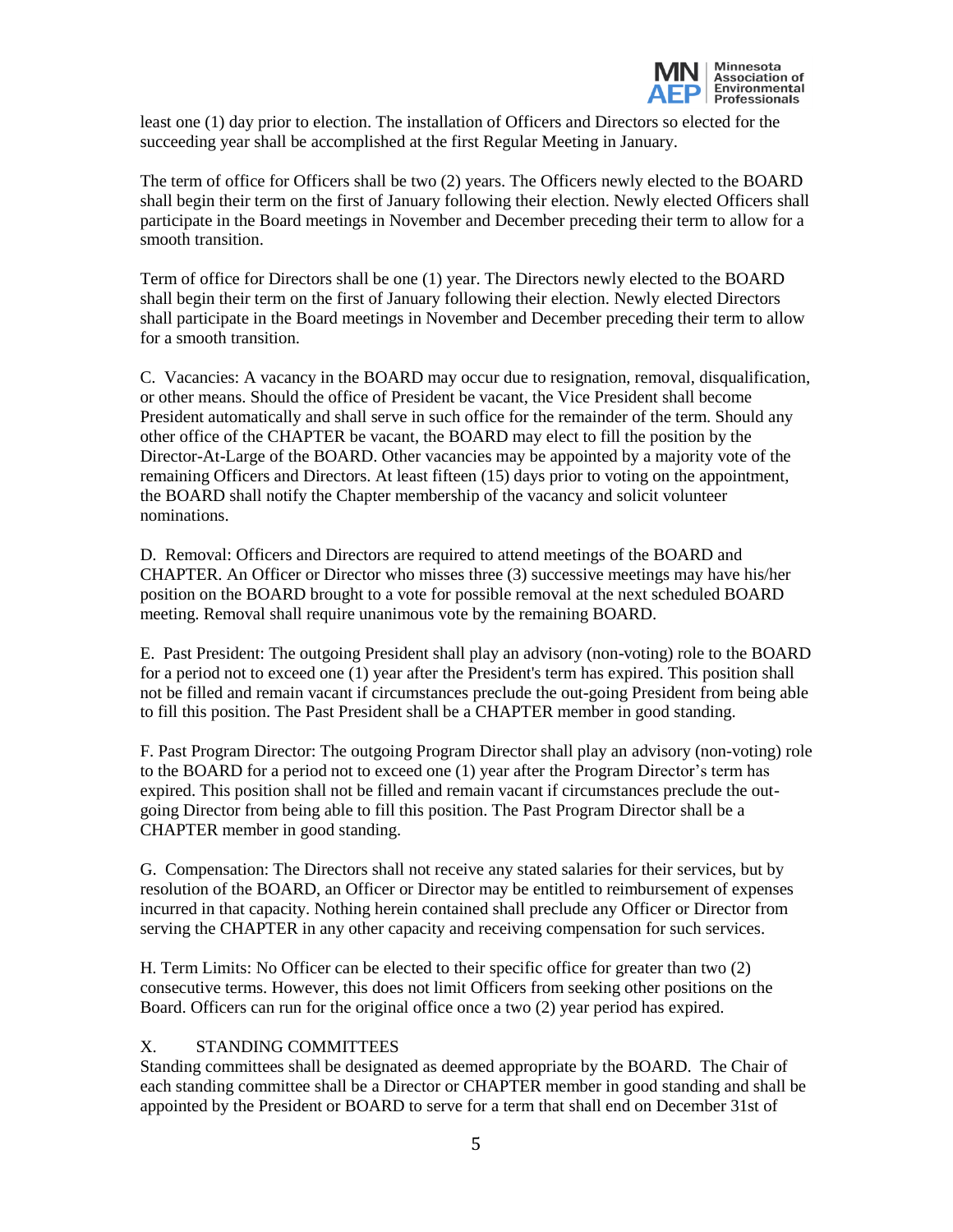least one (1) day prior to election. The installation of Officers and Directors so elected for the succeeding year shall be accomplished at the first Regular Meeting in January.

The term of office for Officers shall be two (2) years. The Officers newly elected to the BOARD shall begin their term on the first of January following their election. Newly elected Officers shall participate in the Board meetings in November and December preceding their term to allow for a smooth transition.

Term of office for Directors shall be one (1) year. The Directors newly elected to the BOARD shall begin their term on the first of January following their election. Newly elected Directors shall participate in the Board meetings in November and December preceding their term to allow for a smooth transition.

C. Vacancies: A vacancy in the BOARD may occur due to resignation, removal, disqualification, or other means. Should the office of President be vacant, the Vice President shall become President automatically and shall serve in such office for the remainder of the term. Should any other office of the CHAPTER be vacant, the BOARD may elect to fill the position by the Director-At-Large of the BOARD. Other vacancies may be appointed by a majority vote of the remaining Officers and Directors. At least fifteen (15) days prior to voting on the appointment, the BOARD shall notify the Chapter membership of the vacancy and solicit volunteer nominations.

D. Removal: Officers and Directors are required to attend meetings of the BOARD and CHAPTER. An Officer or Director who misses three (3) successive meetings may have his/her position on the BOARD brought to a vote for possible removal at the next scheduled BOARD meeting. Removal shall require unanimous vote by the remaining BOARD.

E. Past President: The outgoing President shall play an advisory (non-voting) role to the BOARD for a period not to exceed one (1) year after the President's term has expired. This position shall not be filled and remain vacant if circumstances preclude the out-going President from being able to fill this position. The Past President shall be a CHAPTER member in good standing.

F. Past Program Director: The outgoing Program Director shall play an advisory (non-voting) role to the BOARD for a period not to exceed one (1) year after the Program Director's term has expired. This position shall not be filled and remain vacant if circumstances preclude the out-going Director from being able to fill this position. The Past Program Director shall be a CHAPTER member in good standing.

G. Compensation: The Directors shall not receive any stated salaries for their services, but by resolution of the BOARD, an Officer or Director may be entitled to reimbursement of expenses incurred in that capacity. Nothing herein contained shall preclude any Officer or Director from serving the CHAPTER in any other capacity and receiving compensation for such services.

H. Term Limits: No Officer can be elected to their specific office for greater than two (2) consecutive terms. However, this does not limit Officers from seeking other positions on the Board. Officers can run for the original office once a two (2) year period has expired.

## X. STANDING COMMITTEES

Standing committees shall be designated as deemed appropriate by the BOARD. The Chair of each standing committee shall be a Director or CHAPTER member in good standing and shall be appointed by the President or BOARD to serve for a term that shall end on December 31st of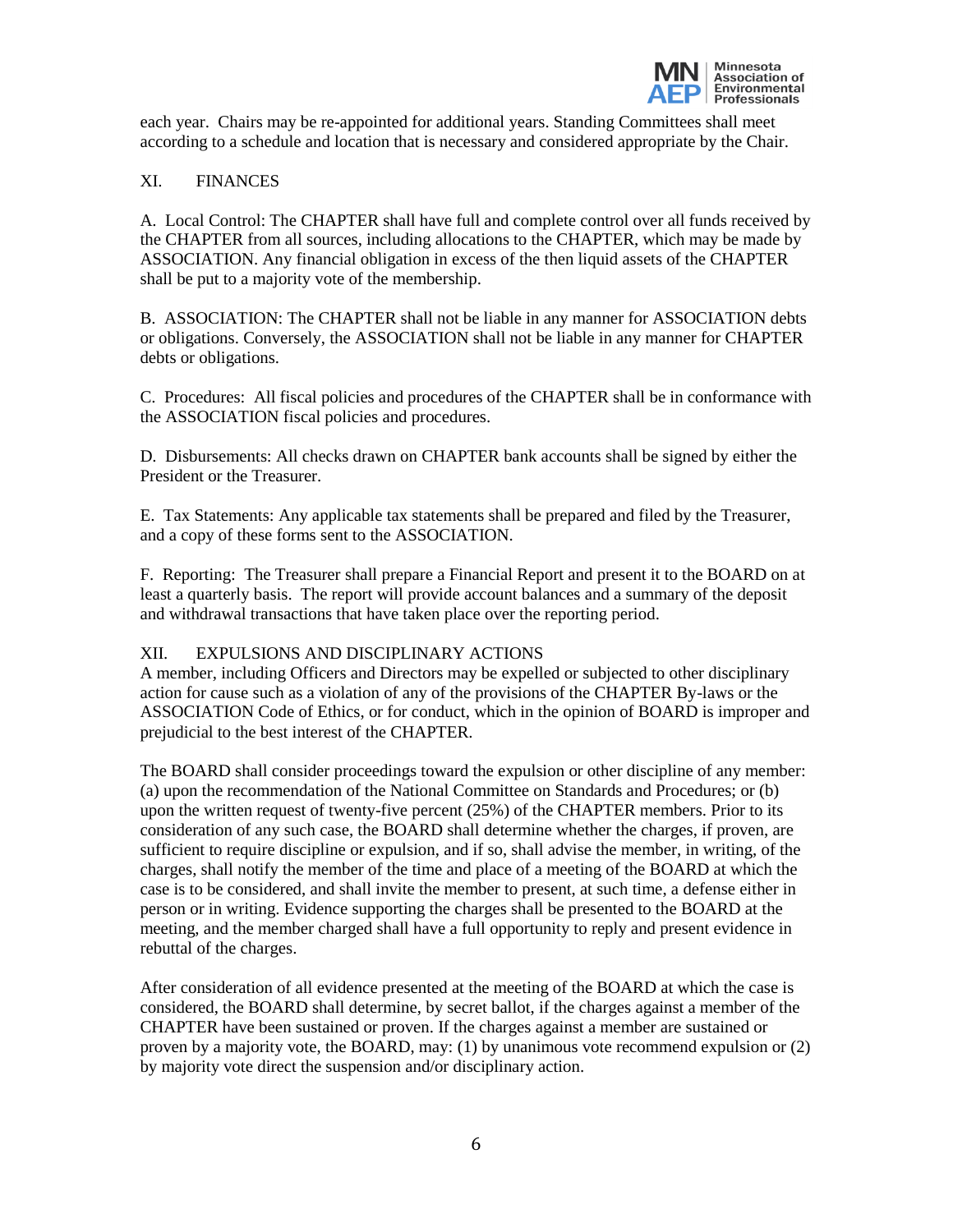each year. Chairs may be re-appointed for additional years. Standing Committees shall meet according to a schedule and location that is necessary and considered appropriate by the Chair.

## XI. FINANCES

A. Local Control: The CHAPTER shall have full and complete control over all funds received by the CHAPTER from all sources, including allocations to the CHAPTER, which may be made by ASSOCIATION. Any financial obligation in excess of the then liquid assets of the CHAPTER shall be put to a majority vote of the membership.

B. ASSOCIATION: The CHAPTER shall not be liable in any manner for ASSOCIATION debts or obligations. Conversely, the ASSOCIATION shall not be liable in any manner for CHAPTER debts or obligations.

C. Procedures: All fiscal policies and procedures of the CHAPTER shall be in conformance with the ASSOCIATION fiscal policies and procedures.

D. Disbursements: All checks drawn on CHAPTER bank accounts shall be signed by either the President or the Treasurer.

E. Tax Statements: Any applicable tax statements shall be prepared and filed by the Treasurer, and a copy of these forms sent to the ASSOCIATION.

F. Reporting: The Treasurer shall prepare a Financial Report and present it to the BOARD on at least a quarterly basis. The report will provide account balances and a summary of the deposit and withdrawal transactions that have taken place over the reporting period.

## XII. EXPULSIONS AND DISCIPLINARY ACTIONS

A member, including Officers and Directors may be expelled or subjected to other disciplinary action for cause such as a violation of any of the provisions of the CHAPTER By-laws or the ASSOCIATION Code of Ethics, or for conduct, which in the opinion of BOARD is improper and prejudicial to the best interest of the CHAPTER.

The BOARD shall consider proceedings toward the expulsion or other discipline of any member: (a) upon the recommendation of the National Committee on Standards and Procedures; or (b) upon the written request of twenty-five percent (25%) of the CHAPTER members. Prior to its consideration of any such case, the BOARD shall determine whether the charges, if proven, are sufficient to require discipline or expulsion, and if so, shall advise the member, in writing, of the charges, shall notify the member of the time and place of a meeting of the BOARD at which the case is to be considered, and shall invite the member to present, at such time, a defense either in person or in writing. Evidence supporting the charges shall be presented to the BOARD at the meeting, and the member charged shall have a full opportunity to reply and present evidence in rebuttal of the charges.

After consideration of all evidence presented at the meeting of the BOARD at which the case is considered, the BOARD shall determine, by secret ballot, if the charges against a member of the CHAPTER have been sustained or proven. If the charges against a member are sustained or proven by a majority vote, the BOARD, may: (1) by unanimous vote recommend expulsion or (2) by majority vote direct the suspension and/or disciplinary action.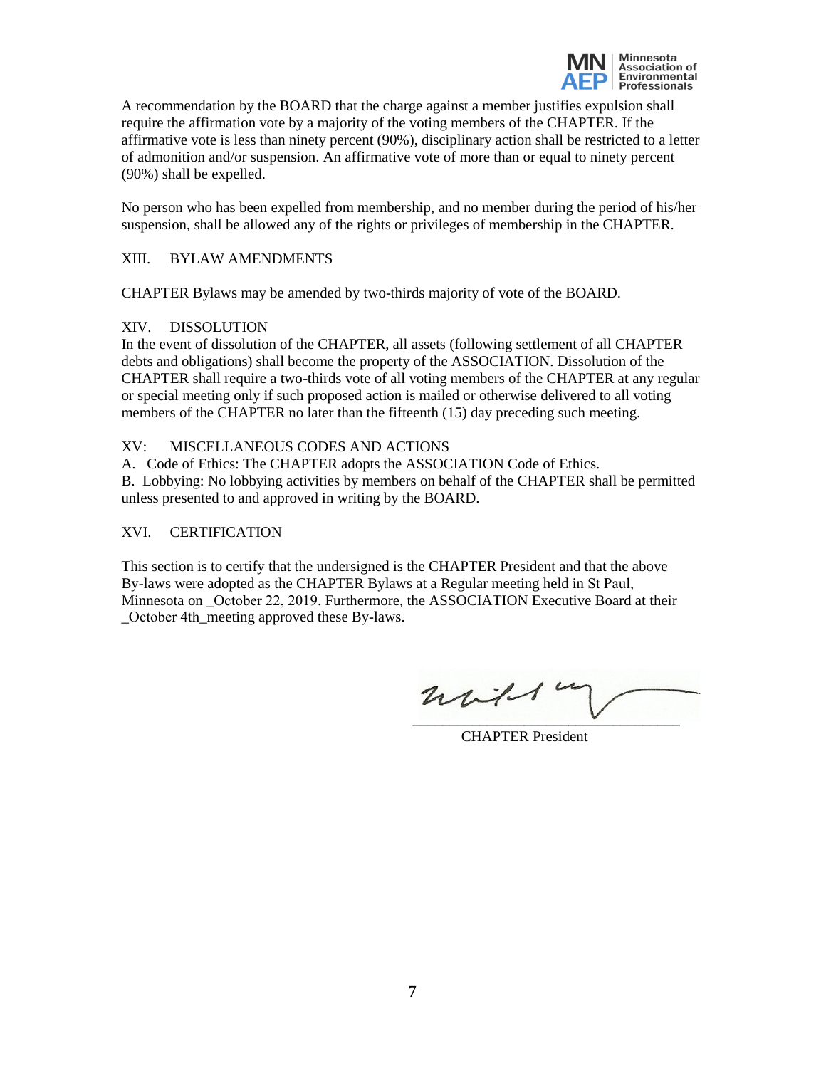A recommendation by the BOARD that the charge against a member justifies expulsion shall require the affirmation vote by a majority of the voting members of the CHAPTER. If the affirmative vote is less than ninety percent (90%), disciplinary action shall be restricted to a letter of admonition and/or suspension. An affirmative vote of more than or equal to ninety percent (90%) shall be expelled.

No person who has been expelled from membership, and no member during the period of his/her suspension, shall be allowed any of the rights or privileges of membership in the CHAPTER.

XIII. BYLAW AMENDMENTS

CHAPTER Bylaws may be amended by two-thirds majority of vote of the BOARD.

XIV. DISSOLUTION

In the event of dissolution of the CHAPTER, all assets (following settlement of all CHAPTER debts and obligations) shall become the property of the ASSOCIATION. Dissolution of the CHAPTER shall require a two-thirds vote of all voting members of the CHAPTER at any regular or special meeting only if such proposed action is mailed or otherwise delivered to all voting members of the CHAPTER no later than the fifteenth (15) day preceding such meeting.

XV: MISCELLANEOUS CODES AND ACTIONS

A. Code of Ethics: The CHAPTER adopts the ASSOCIATION Code of Ethics.

B. Lobbying: No lobbying activities by members on behalf of the CHAPTER shall be permitted unless presented to and approved in writing by the BOARD.

XVI. CERTIFICATION

This section is to certify that the undersigned is the CHAPTER President and that the above By-laws were adopted as the CHAPTER Bylaws at a Regular meeting held in St Paul, Minnesota on _October 22, 2019. Furthermore, the ASSOCIATION Executive Board at their _October 4th_meeting approved these By-laws.

\_\_\_\_\_\_\_\_\_\_\_\_\_\_\_\_\_\_\_\_\_\_\_\_\_\_\_\_\_\_\_\_\_\_\_\_

CHAPTER President